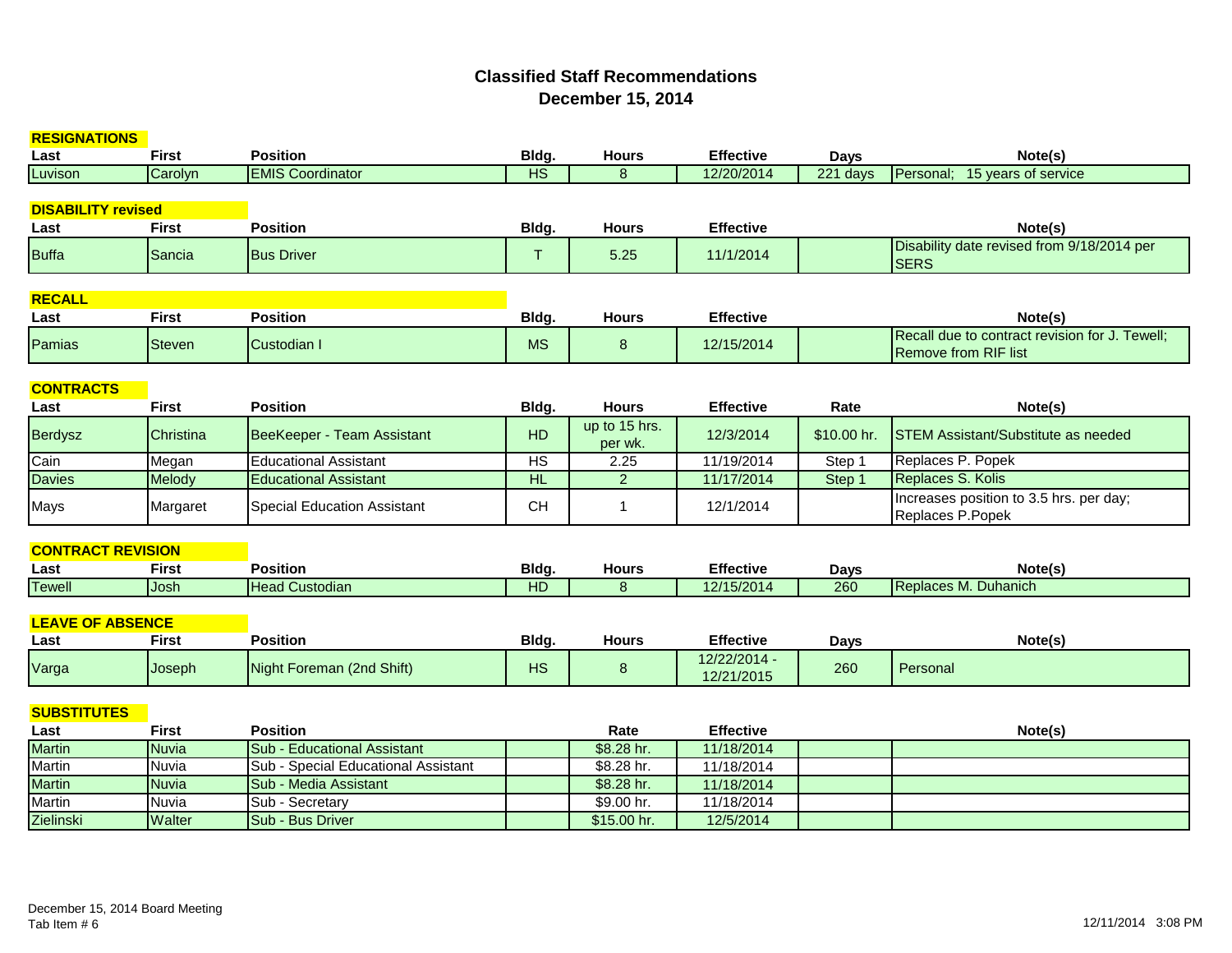# Classified Staff Recommendations
## December 15, 2014

### RESIGNATIONS

| Last | First | Position | Bldg. | Hours | Effective | Days | Note(s) |
|---|---|---|---|---|---|---|---|
| Luvison | Carolyn | EMIS Coordinator | HS | 8 | 12/20/2014 | 221 days | Personal; 15 years of service |

### DISABILITY revised

| Last | First | Position | Bldg. | Hours | Effective | | Note(s) |
|---|---|---|---|---|---|---|---|
| Buffa | Sancia | Bus Driver | T | 5.25 | 11/1/2014 | | Disability date revised from 9/18/2014 per SERS |

### RECALL

| Last | First | Position | Bldg. | Hours | Effective | | Note(s) |
|---|---|---|---|---|---|---|---|
| Pamias | Steven | Custodian I | MS | 8 | 12/15/2014 | | Recall due to contract revision for J. Tewell; Remove from RIF list |

### CONTRACTS

| Last | First | Position | Bldg. | Hours | Effective | Rate | Note(s) |
|---|---|---|---|---|---|---|---|
| Berdysz | Christina | BeeKeeper - Team Assistant | HD | up to 15 hrs. per wk. | 12/3/2014 | $10.00 hr. | STEM Assistant/Substitute as needed |
| Cain | Megan | Educational Assistant | HS | 2.25 | 11/19/2014 | Step 1 | Replaces P. Popek |
| Davies | Melody | Educational Assistant | HL | 2 | 11/17/2014 | Step 1 | Replaces S. Kolis |
| Mays | Margaret | Special Education Assistant | CH | 1 | 12/1/2014 | | Increases position to 3.5 hrs. per day; Replaces P.Popek |

### CONTRACT REVISION

| Last | First | Position | Bldg. | Hours | Effective | Days | Note(s) |
|---|---|---|---|---|---|---|---|
| Tewell | Josh | Head Custodian | HD | 8 | 12/15/2014 | 260 | Replaces M. Duhanich |

### LEAVE OF ABSENCE

| Last | First | Position | Bldg. | Hours | Effective | Days | Note(s) |
|---|---|---|---|---|---|---|---|
| Varga | Joseph | Night Foreman (2nd Shift) | HS | 8 | 12/22/2014 - 12/21/2015 | 260 | Personal |

### SUBSTITUTES

| Last | First | Position | | Rate | Effective | | Note(s) |
|---|---|---|---|---|---|---|---|
| Martin | Nuvia | Sub - Educational Assistant | | $8.28 hr. | 11/18/2014 | | |
| Martin | Nuvia | Sub - Special Educational Assistant | | $8.28 hr. | 11/18/2014 | | |
| Martin | Nuvia | Sub - Media Assistant | | $8.28 hr. | 11/18/2014 | | |
| Martin | Nuvia | Sub - Secretary | | $9.00 hr. | 11/18/2014 | | |
| Zielinski | Walter | Sub - Bus Driver | | $15.00 hr. | 12/5/2014 | | |

December 15, 2014 Board Meeting
Tab Item # 6

12/11/2014 3:08 PM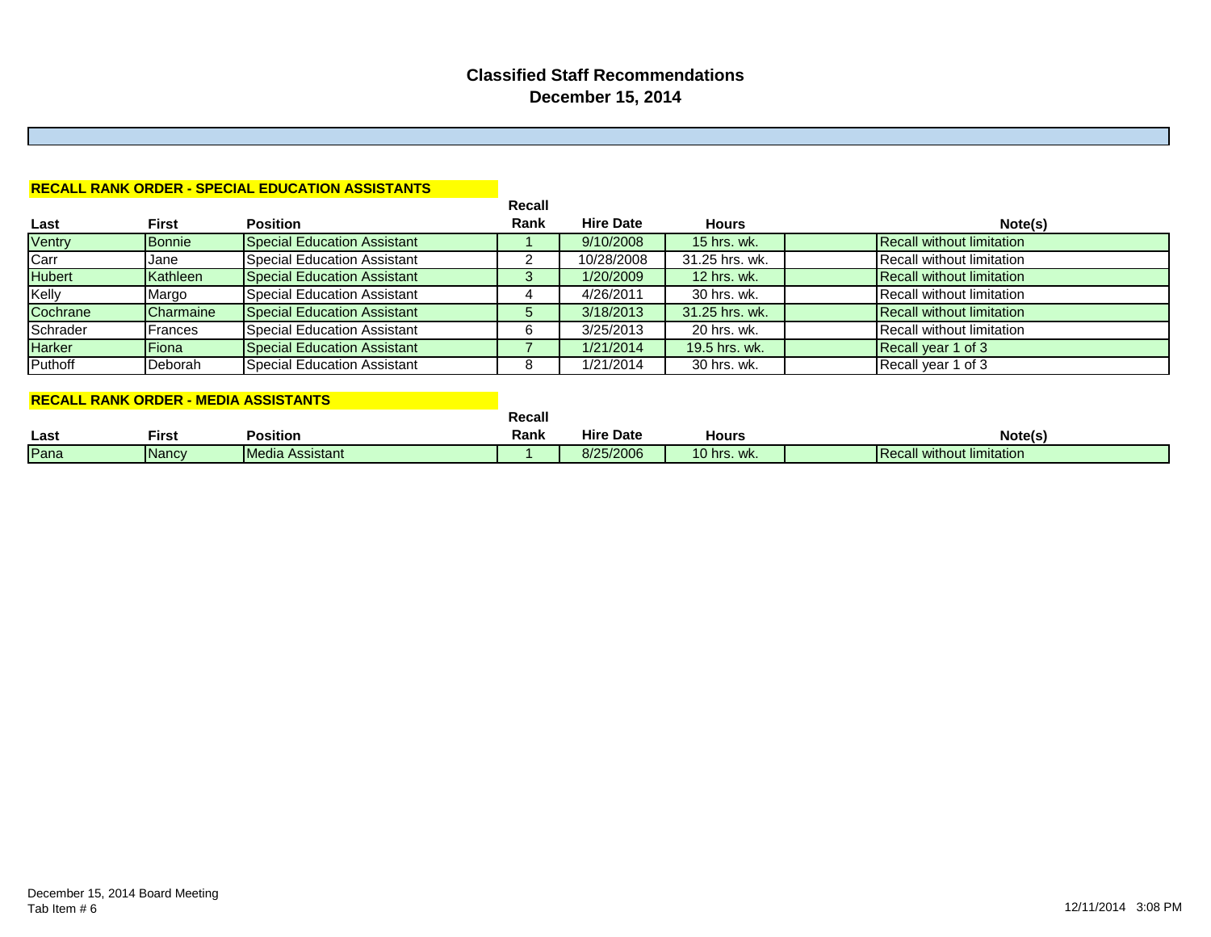# Classified Staff Recommendations
## December 15, 2014

### RECALL RANK ORDER - SPECIAL EDUCATION ASSISTANTS

| Last | First | Position | Recall Rank | Hire Date | Hours | | Note(s) |
|---|---|---|---|---|---|---|---|
| Ventry | Bonnie | Special Education Assistant | 1 | 9/10/2008 | 15 hrs. wk. | | Recall without limitation |
| Carr | Jane | Special Education Assistant | 2 | 10/28/2008 | 31.25 hrs. wk. | | Recall without limitation |
| Hubert | Kathleen | Special Education Assistant | 3 | 1/20/2009 | 12 hrs. wk. | | Recall without limitation |
| Kelly | Margo | Special Education Assistant | 4 | 4/26/2011 | 30 hrs. wk. | | Recall without limitation |
| Cochrane | Charmaine | Special Education Assistant | 5 | 3/18/2013 | 31.25 hrs. wk. | | Recall without limitation |
| Schrader | Frances | Special Education Assistant | 6 | 3/25/2013 | 20 hrs. wk. | | Recall without limitation |
| Harker | Fiona | Special Education Assistant | 7 | 1/21/2014 | 19.5 hrs. wk. | | Recall year 1 of 3 |
| Puthoff | Deborah | Special Education Assistant | 8 | 1/21/2014 | 30 hrs. wk. | | Recall year 1 of 3 |

### RECALL RANK ORDER - MEDIA ASSISTANTS

| Last | First | Position | Recall Rank | Hire Date | Hours | | Note(s) |
|---|---|---|---|---|---|---|---|
| Pana | Nancy | Media Assistant | 1 | 8/25/2006 | 10 hrs. wk. | | Recall without limitation |

December 15, 2014 Board Meeting
Tab Item # 6

12/11/2014 3:08 PM